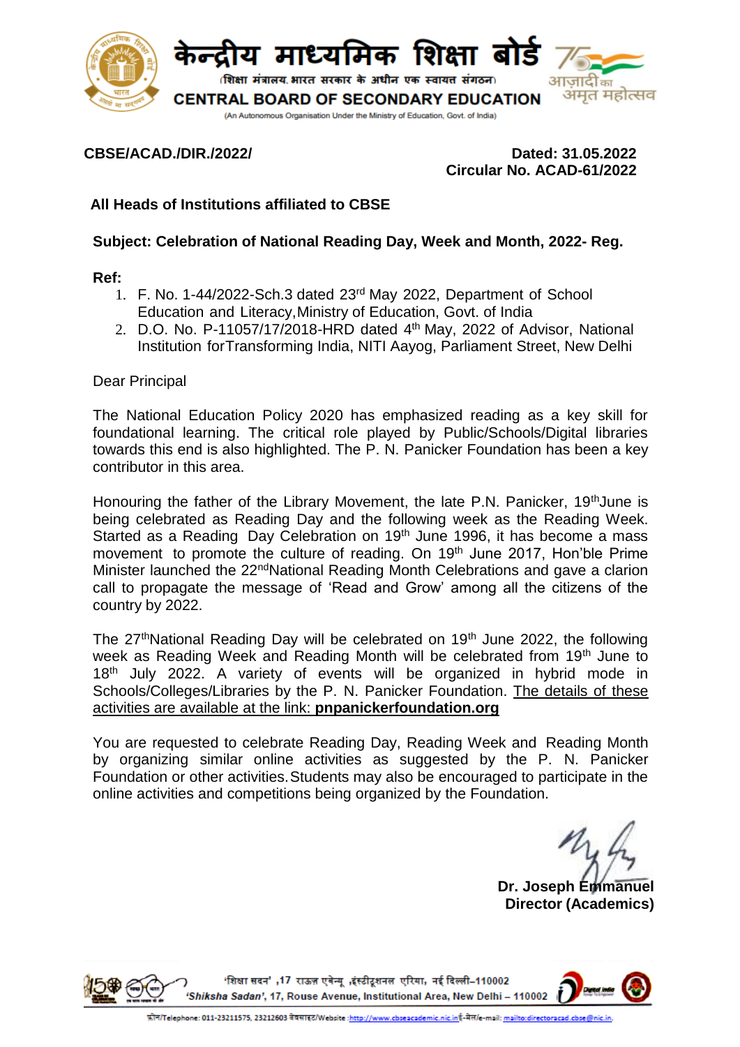# केन्द्रीय माध्यमिक शिक्षा बोर्ड

(शिक्षा मंत्रालय, भारत सरकार के अधीन एक स्वायत्त संगठन)

## CENTRAL BOARD OF SECONDARY EDUCATION

(An Autonomous Organisation Under the Ministry of Education, Govt. of India)

**CBSE/ACAD./DIR./2022/**

**Dated: 31.05.2022**
**Circular No. ACAD-61/2022**

**All Heads of Institutions affiliated to CBSE**

**Subject: Celebration of National Reading Day, Week and Month, 2022- Reg.**

**Ref:**

1. F. No. 1-44/2022-Sch.3 dated 23rd May 2022, Department of School Education and Literacy, Ministry of Education, Govt. of India
2. D.O. No. P-11057/17/2018-HRD dated 4th May, 2022 of Advisor, National Institution for Transforming India, NITI Aayog, Parliament Street, New Delhi

Dear Principal

The National Education Policy 2020 has emphasized reading as a key skill for foundational learning. The critical role played by Public/Schools/Digital libraries towards this end is also highlighted. The P. N. Panicker Foundation has been a key contributor in this area.

Honouring the father of the Library Movement, the late P.N. Panicker, 19th June is being celebrated as Reading Day and the following week as the Reading Week. Started as a Reading Day Celebration on 19th June 1996, it has become a mass movement to promote the culture of reading. On 19th June 2017, Hon'ble Prime Minister launched the 22nd National Reading Month Celebrations and gave a clarion call to propagate the message of 'Read and Grow' among all the citizens of the country by 2022.

The 27th National Reading Day will be celebrated on 19th June 2022, the following week as Reading Week and Reading Month will be celebrated from 19th June to 18th July 2022. A variety of events will be organized in hybrid mode in Schools/Colleges/Libraries by the P. N. Panicker Foundation. The details of these activities are available at the link: **pnpanickerfoundation.org**

You are requested to celebrate Reading Day, Reading Week and Reading Month by organizing similar online activities as suggested by the P. N. Panicker Foundation or other activities. Students may also be encouraged to participate in the online activities and competitions being organized by the Foundation.

**Dr. Joseph Emmanuel**
**Director (Academics)**

'शिक्षा सदन' ,17 राऊज़ एवेन्यू ,इंस्टीटूशनल एरिया, नई दिल्ली–110002
*'Shiksha Sadan'*, 17, Rouse Avenue, Institutional Area, New Delhi – 110002

फ़ोन/Telephone: 011-23211575, 23212603 वेबसाइट/Website: http://www.cbseacademic.nic.in ई-मेल/e-mail: mailto:directoracad.cbse@nic.in.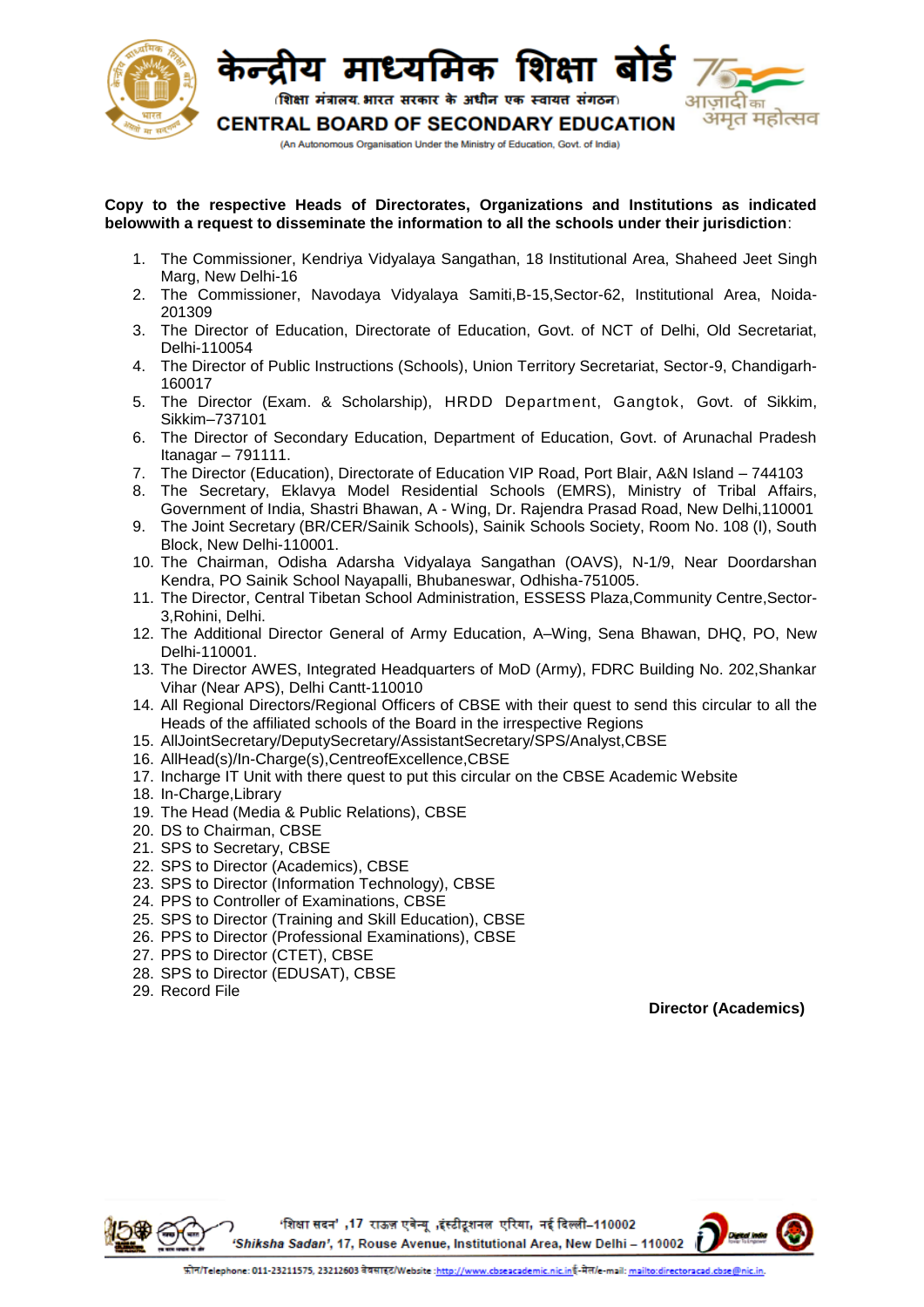**Copy to the respective Heads of Directorates, Organizations and Institutions as indicated belowwith a request to disseminate the information to all the schools under their jurisdiction**:

1. The Commissioner, Kendriya Vidyalaya Sangathan, 18 Institutional Area, Shaheed Jeet Singh Marg, New Delhi-16
2. The Commissioner, Navodaya Vidyalaya Samiti,B-15,Sector-62, Institutional Area, Noida-201309
3. The Director of Education, Directorate of Education, Govt. of NCT of Delhi, Old Secretariat, Delhi-110054
4. The Director of Public Instructions (Schools), Union Territory Secretariat, Sector-9, Chandigarh-160017
5. The Director (Exam. & Scholarship), HRDD Department, Gangtok, Govt. of Sikkim, Sikkim–737101
6. The Director of Secondary Education, Department of Education, Govt. of Arunachal Pradesh Itanagar – 791111.
7. The Director (Education), Directorate of Education VIP Road, Port Blair, A&N Island – 744103
8. The Secretary, Eklavya Model Residential Schools (EMRS), Ministry of Tribal Affairs, Government of India, Shastri Bhawan, A - Wing, Dr. Rajendra Prasad Road, New Delhi,110001
9. The Joint Secretary (BR/CER/Sainik Schools), Sainik Schools Society, Room No. 108 (I), South Block, New Delhi-110001.
10. The Chairman, Odisha Adarsha Vidyalaya Sangathan (OAVS), N-1/9, Near Doordarshan Kendra, PO Sainik School Nayapalli, Bhubaneswar, Odhisha-751005.
11. The Director, Central Tibetan School Administration, ESSESS Plaza,Community Centre,Sector-3,Rohini, Delhi.
12. The Additional Director General of Army Education, A–Wing, Sena Bhawan, DHQ, PO, New Delhi-110001.
13. The Director AWES, Integrated Headquarters of MoD (Army), FDRC Building No. 202,Shankar Vihar (Near APS), Delhi Cantt-110010
14. All Regional Directors/Regional Officers of CBSE with their quest to send this circular to all the Heads of the affiliated schools of the Board in the irrespective Regions
15. AllJointSecretary/DeputySecretary/AssistantSecretary/SPS/Analyst,CBSE
16. AllHead(s)/In-Charge(s),CentreofExcellence,CBSE
17. Incharge IT Unit with there quest to put this circular on the CBSE Academic Website
18. In-Charge,Library
19. The Head (Media & Public Relations), CBSE
20. DS to Chairman, CBSE
21. SPS to Secretary, CBSE
22. SPS to Director (Academics), CBSE
23. SPS to Director (Information Technology), CBSE
24. PPS to Controller of Examinations, CBSE
25. SPS to Director (Training and Skill Education), CBSE
26. PPS to Director (Professional Examinations), CBSE
27. PPS to Director (CTET), CBSE
28. SPS to Director (EDUSAT), CBSE
29. Record File

**Director (Academics)**